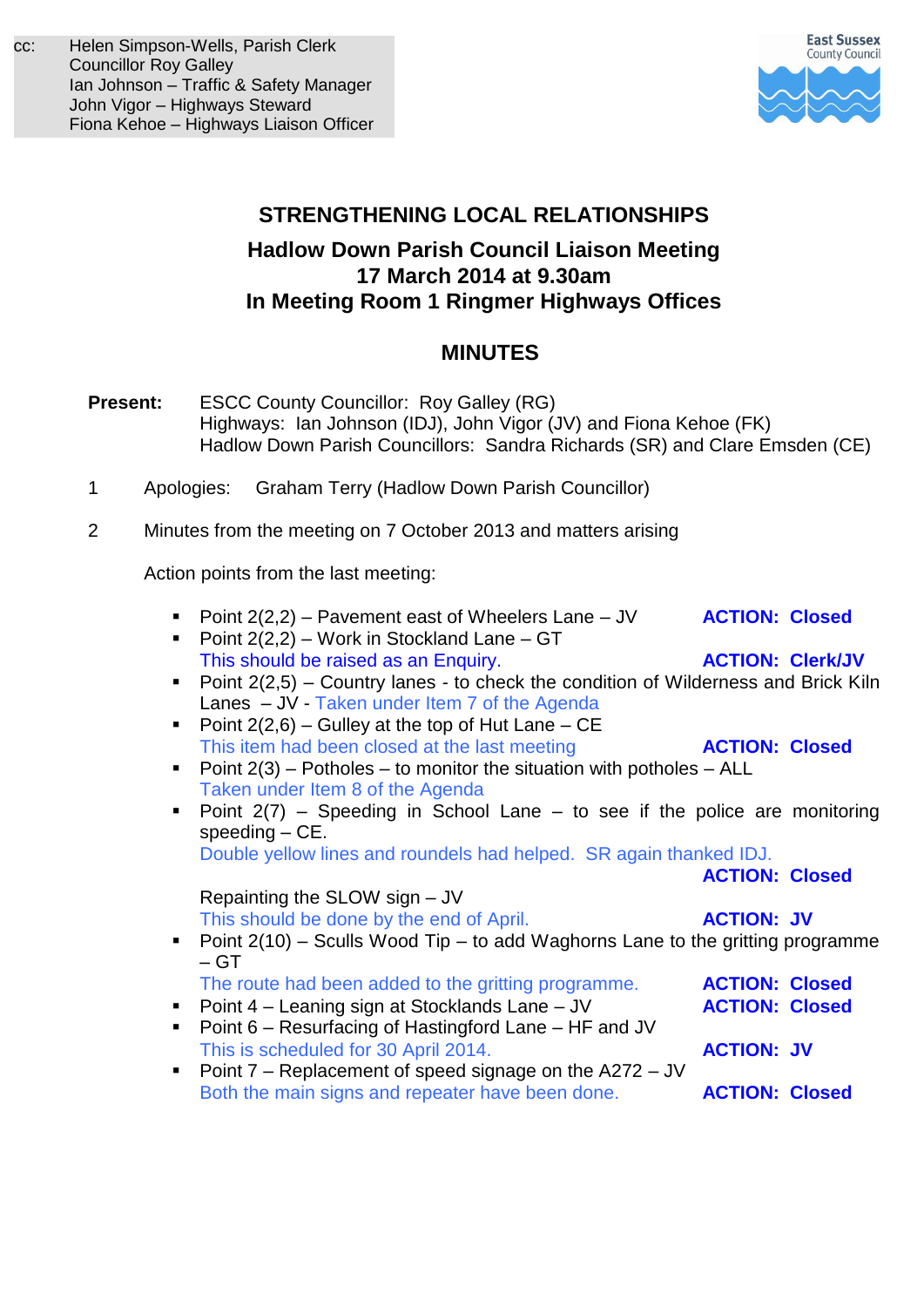cc: Helen Simpson-Wells, Parish Clerk
Councillor Roy Galley
Ian Johnson – Traffic & Safety Manager
John Vigor – Highways Steward
Fiona Kehoe – Highways Liaison Officer

East Sussex County Council

## STRENGTHENING LOCAL RELATIONSHIPS

### Hadlow Down Parish Council Liaison Meeting
### 17 March 2014 at 9.30am
### In Meeting Room 1 Ringmer Highways Offices

## MINUTES

**Present:** ESCC County Councillor: Roy Galley (RG)
Highways: Ian Johnson (IDJ), John Vigor (JV) and Fiona Kehoe (FK)
Hadlow Down Parish Councillors: Sandra Richards (SR) and Clare Emsden (CE)

1 Apologies: Graham Terry (Hadlow Down Parish Councillor)

2 Minutes from the meeting on 7 October 2013 and matters arising

Action points from the last meeting:

- Point 2(2,2) – Pavement east of Wheelers Lane – JV **ACTION: Closed**
- Point 2(2,2) – Work in Stockland Lane – GT
  This should be raised as an Enquiry. **ACTION: Clerk/JV**
- Point 2(2,5) – Country lanes - to check the condition of Wilderness and Brick Kiln Lanes – JV - Taken under Item 7 of the Agenda
- Point 2(2,6) – Gulley at the top of Hut Lane – CE
  This item had been closed at the last meeting **ACTION: Closed**
- Point 2(3) – Potholes – to monitor the situation with potholes – ALL
  Taken under Item 8 of the Agenda
- Point 2(7) – Speeding in School Lane – to see if the police are monitoring speeding – CE.
  Double yellow lines and roundels had helped. SR again thanked IDJ.
  **ACTION: Closed**

  Repainting the SLOW sign – JV
  This should be done by the end of April. **ACTION: JV**
- Point 2(10) – Sculls Wood Tip – to add Waghorns Lane to the gritting programme – GT
  The route had been added to the gritting programme. **ACTION: Closed**
- Point 4 – Leaning sign at Stocklands Lane – JV **ACTION: Closed**
- Point 6 – Resurfacing of Hastingford Lane – HF and JV
  This is scheduled for 30 April 2014. **ACTION: JV**
- Point 7 – Replacement of speed signage on the A272 – JV
  Both the main signs and repeater have been done. **ACTION: Closed**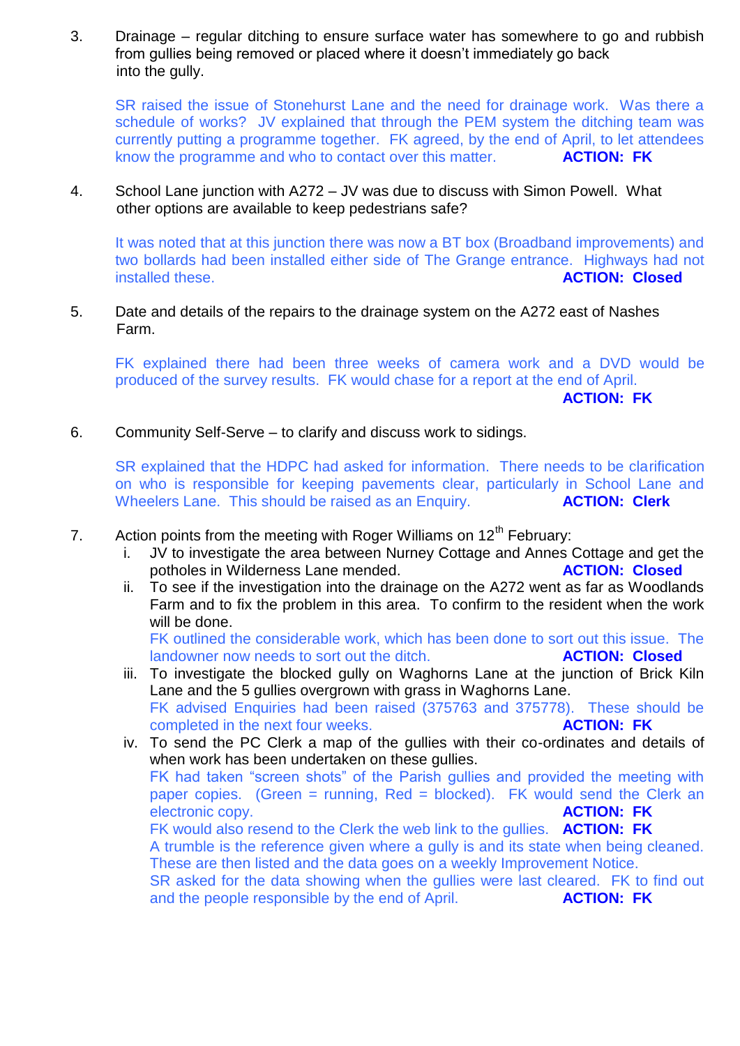3. Drainage – regular ditching to ensure surface water has somewhere to go and rubbish from gullies being removed or placed where it doesn't immediately go back into the gully.

   SR raised the issue of Stonehurst Lane and the need for drainage work. Was there a schedule of works? JV explained that through the PEM system the ditching team was currently putting a programme together. FK agreed, by the end of April, to let attendees know the programme and who to contact over this matter. **ACTION: FK**

4. School Lane junction with A272 – JV was due to discuss with Simon Powell. What other options are available to keep pedestrians safe?

   It was noted that at this junction there was now a BT box (Broadband improvements) and two bollards had been installed either side of The Grange entrance. Highways had not installed these. **ACTION: Closed**

5. Date and details of the repairs to the drainage system on the A272 east of Nashes Farm.

   FK explained there had been three weeks of camera work and a DVD would be produced of the survey results. FK would chase for a report at the end of April. **ACTION: FK**

6. Community Self-Serve – to clarify and discuss work to sidings.

   SR explained that the HDPC had asked for information. There needs to be clarification on who is responsible for keeping pavements clear, particularly in School Lane and Wheelers Lane. This should be raised as an Enquiry. **ACTION: Clerk**

7. Action points from the meeting with Roger Williams on 12th February:
   1. JV to investigate the area between Nurney Cottage and Annes Cottage and get the potholes in Wilderness Lane mended. **ACTION: Closed**
   2. To see if the investigation into the drainage on the A272 went as far as Woodlands Farm and to fix the problem in this area. To confirm to the resident when the work will be done.
      FK outlined the considerable work, which has been done to sort out this issue. The landowner now needs to sort out the ditch. **ACTION: Closed**
   3. To investigate the blocked gully on Waghorns Lane at the junction of Brick Kiln Lane and the 5 gullies overgrown with grass in Waghorns Lane.
      FK advised Enquiries had been raised (375763 and 375778). These should be completed in the next four weeks. **ACTION: FK**
   4. To send the PC Clerk a map of the gullies with their co-ordinates and details of when work has been undertaken on these gullies.
      FK had taken "screen shots" of the Parish gullies and provided the meeting with paper copies. (Green = running, Red = blocked). FK would send the Clerk an electronic copy. **ACTION: FK**
      FK would also resend to the Clerk the web link to the gullies. **ACTION: FK**
      A trumble is the reference given where a gully is and its state when being cleaned. These are then listed and the data goes on a weekly Improvement Notice.
      SR asked for the data showing when the gullies were last cleared. FK to find out and the people responsible by the end of April. **ACTION: FK**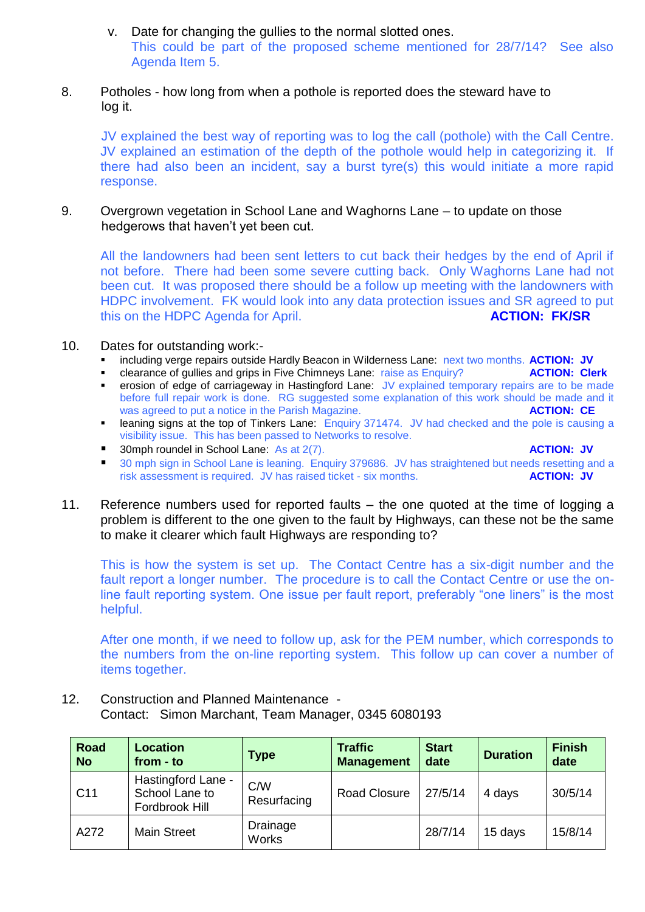v. Date for changing the gullies to the normal slotted ones.
   This could be part of the proposed scheme mentioned for 28/7/14? See also Agenda Item 5.

8. Potholes - how long from when a pothole is reported does the steward have to log it.

   JV explained the best way of reporting was to log the call (pothole) with the Call Centre. JV explained an estimation of the depth of the pothole would help in categorizing it. If there had also been an incident, say a burst tyre(s) this would initiate a more rapid response.

9. Overgrown vegetation in School Lane and Waghorns Lane – to update on those hedgerows that haven't yet been cut.

   All the landowners had been sent letters to cut back their hedges by the end of April if not before. There had been some severe cutting back. Only Waghorns Lane had not been cut. It was proposed there should be a follow up meeting with the landowners with HDPC involvement. FK would look into any data protection issues and SR agreed to put this on the HDPC Agenda for April. **ACTION: FK/SR**

10. Dates for outstanding work:-

   - including verge repairs outside Hardly Beacon in Wilderness Lane: next two months. **ACTION: JV**
   - clearance of gullies and grips in Five Chimneys Lane: raise as Enquiry? **ACTION: Clerk**
   - erosion of edge of carriageway in Hastingford Lane: JV explained temporary repairs are to be made before full repair work is done. RG suggested some explanation of this work should be made and it was agreed to put a notice in the Parish Magazine. **ACTION: CE**
   - leaning signs at the top of Tinkers Lane: Enquiry 371474. JV had checked and the pole is causing a visibility issue. This has been passed to Networks to resolve.
   - 30mph roundel in School Lane: As at 2(7). **ACTION: JV**
   - 30 mph sign in School Lane is leaning. Enquiry 379686. JV has straightened but needs resetting and a risk assessment is required. JV has raised ticket - six months. **ACTION: JV**

11. Reference numbers used for reported faults – the one quoted at the time of logging a problem is different to the one given to the fault by Highways, can these not be the same to make it clearer which fault Highways are responding to?

   This is how the system is set up. The Contact Centre has a six-digit number and the fault report a longer number. The procedure is to call the Contact Centre or use the on-line fault reporting system. One issue per fault report, preferably "one liners" is the most helpful.

   After one month, if we need to follow up, ask for the PEM number, which corresponds to the numbers from the on-line reporting system. This follow up can cover a number of items together.

12. Construction and Planned Maintenance -
   Contact: Simon Marchant, Team Manager, 0345 6080193

| Road No | Location from - to | Type | Traffic Management | Start date | Duration | Finish date |
|---|---|---|---|---|---|---|
| C11 | Hastingford Lane - School Lane to Fordbrook Hill | C/W Resurfacing | Road Closure | 27/5/14 | 4 days | 30/5/14 |
| A272 | Main Street | Drainage Works | | 28/7/14 | 15 days | 15/8/14 |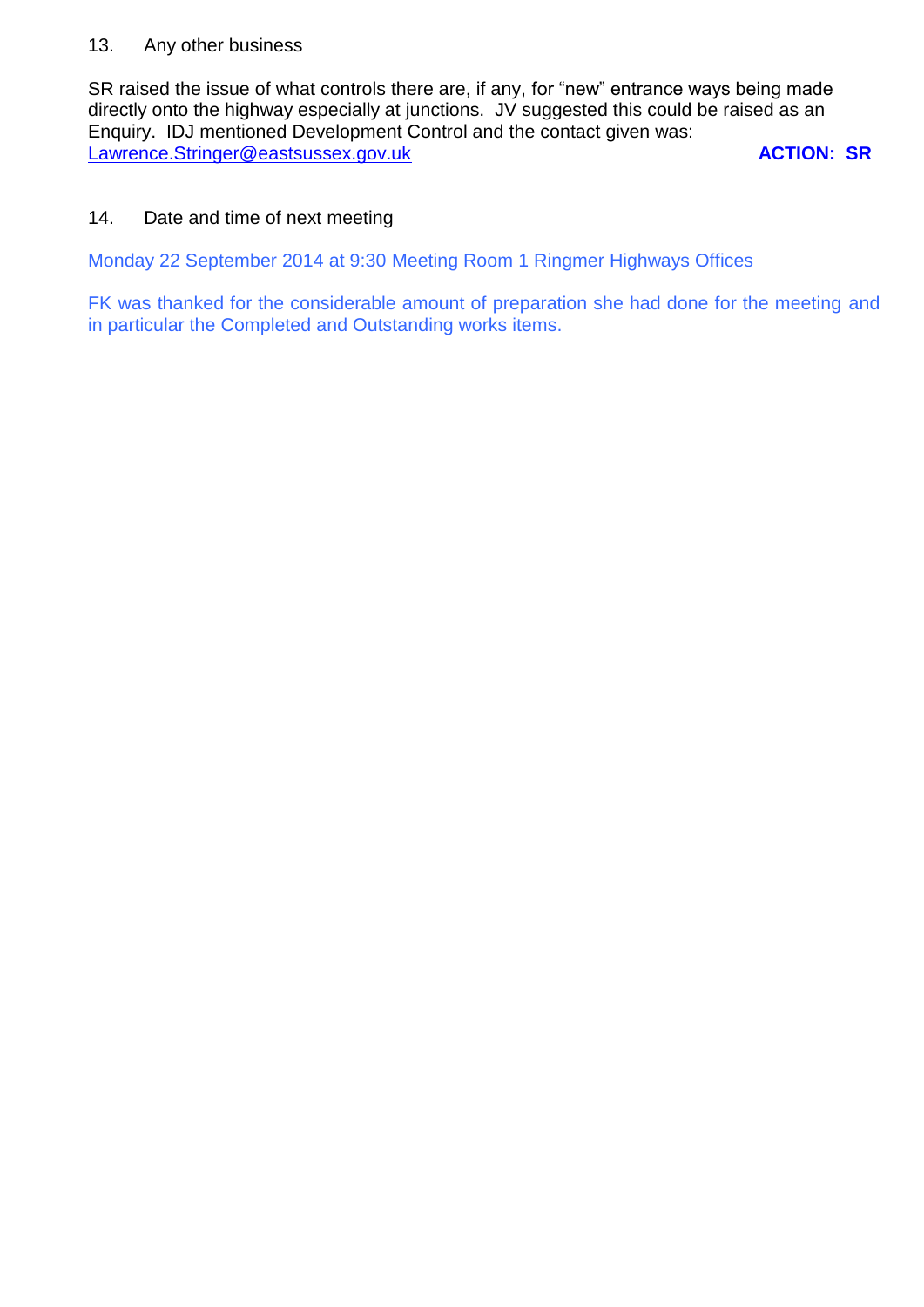13. Any other business

SR raised the issue of what controls there are, if any, for "new" entrance ways being made directly onto the highway especially at junctions. JV suggested this could be raised as an Enquiry. IDJ mentioned Development Control and the contact given was: Lawrence.Stringer@eastsussex.gov.uk **ACTION: SR**

14. Date and time of next meeting

Monday 22 September 2014 at 9:30 Meeting Room 1 Ringmer Highways Offices

FK was thanked for the considerable amount of preparation she had done for the meeting and in particular the Completed and Outstanding works items.